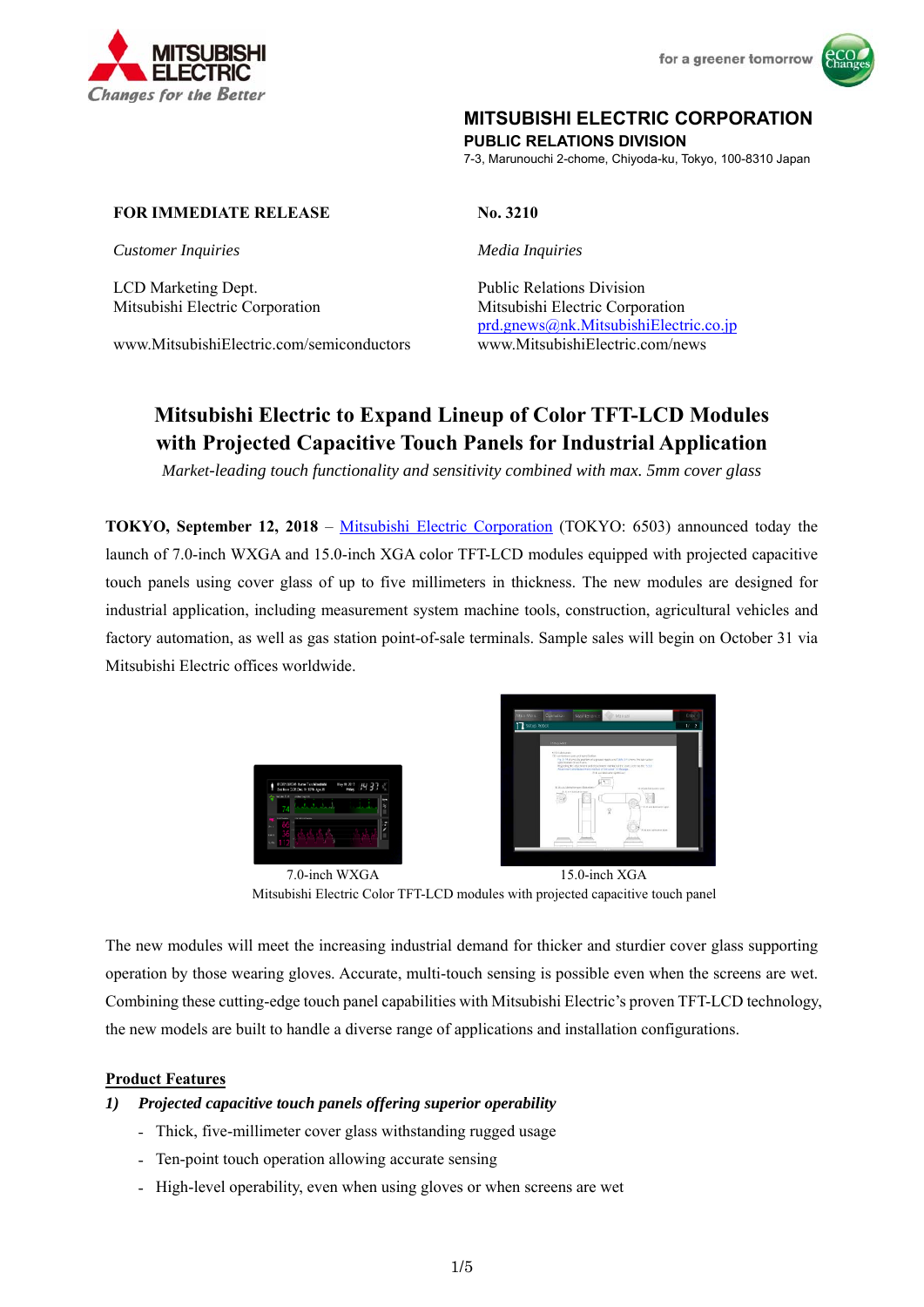**MITSUBISHI ELECTRIC CORPORATION**
**PUBLIC RELATIONS DIVISION**
7-3, Marunouchi 2-chome, Chiyoda-ku, Tokyo, 100-8310 Japan

**FOR IMMEDIATE RELEASE** **No. 3210**

*Customer Inquiries*

LCD Marketing Dept.
Mitsubishi Electric Corporation

www.MitsubishiElectric.com/semiconductors

*Media Inquiries*

Public Relations Division
Mitsubishi Electric Corporation
prd.gnews@nk.MitsubishiElectric.co.jp
www.MitsubishiElectric.com/news

# Mitsubishi Electric to Expand Lineup of Color TFT-LCD Modules with Projected Capacitive Touch Panels for Industrial Application

*Market-leading touch functionality and sensitivity combined with max. 5mm cover glass*

**TOKYO, September 12, 2018** – Mitsubishi Electric Corporation (TOKYO: 6503) announced today the launch of 7.0-inch WXGA and 15.0-inch XGA color TFT-LCD modules equipped with projected capacitive touch panels using cover glass of up to five millimeters in thickness. The new modules are designed for industrial application, including measurement system machine tools, construction, agricultural vehicles and factory automation, as well as gas station point-of-sale terminals. Sample sales will begin on October 31 via Mitsubishi Electric offices worldwide.

7.0-inch WXGA 15.0-inch XGA
Mitsubishi Electric Color TFT-LCD modules with projected capacitive touch panel

The new modules will meet the increasing industrial demand for thicker and sturdier cover glass supporting operation by those wearing gloves. Accurate, multi-touch sensing is possible even when the screens are wet. Combining these cutting-edge touch panel capabilities with Mitsubishi Electric's proven TFT-LCD technology, the new models are built to handle a diverse range of applications and installation configurations.

**Product Features**

***1) Projected capacitive touch panels offering superior operability***

- Thick, five-millimeter cover glass withstanding rugged usage
- Ten-point touch operation allowing accurate sensing
- High-level operability, even when using gloves or when screens are wet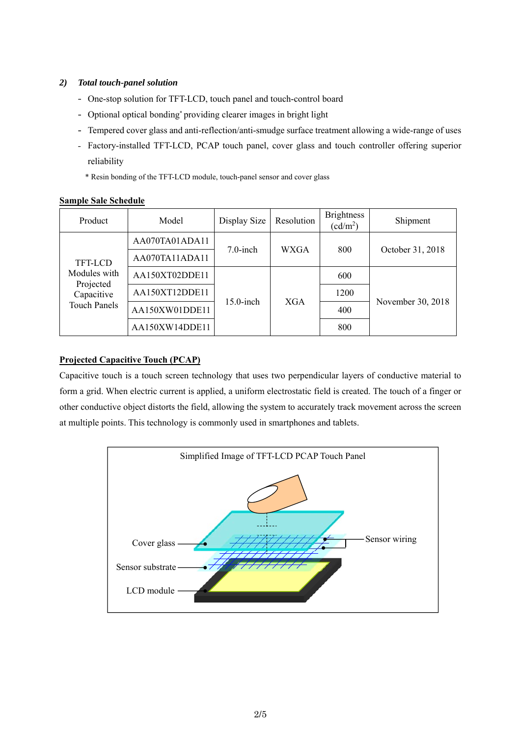2) ***Total touch-panel solution***

- One-stop solution for TFT-LCD, touch panel and touch-control board
- Optional optical bonding* providing clearer images in bright light
- Tempered cover glass and anti-reflection/anti-smudge surface treatment allowing a wide-range of uses
- Factory-installed TFT-LCD, PCAP touch panel, cover glass and touch controller offering superior reliability

\* Resin bonding of the TFT-LCD module, touch-panel sensor and cover glass

**Sample Sale Schedule**

| Product | Model | Display Size | Resolution | Brightness (cd/m$^2$) | Shipment |
|---|---|---|---|---|---|
| TFT-LCD Modules with Projected Capacitive Touch Panels | AA070TA01ADA11 | 7.0-inch | WXGA | 800 | October 31, 2018 |
| | AA070TA11ADA11 | | | | |
| | AA150XT02DDE11 | 15.0-inch | XGA | 600 | November 30, 2018 |
| | AA150XT12DDE11 | | | 1200 | |
| | AA150XW01DDE11 | | | 400 | |
| | AA150XW14DDE11 | | | 800 | |

**Projected Capacitive Touch (PCAP)**

Capacitive touch is a touch screen technology that uses two perpendicular layers of conductive material to form a grid. When electric current is applied, a uniform electrostatic field is created. The touch of a finger or other conductive object distorts the field, allowing the system to accurately track movement across the screen at multiple points. This technology is commonly used in smartphones and tablets.

Simplified Image of TFT-LCD PCAP Touch Panel

Cover glass

Sensor substrate

LCD module

Sensor wiring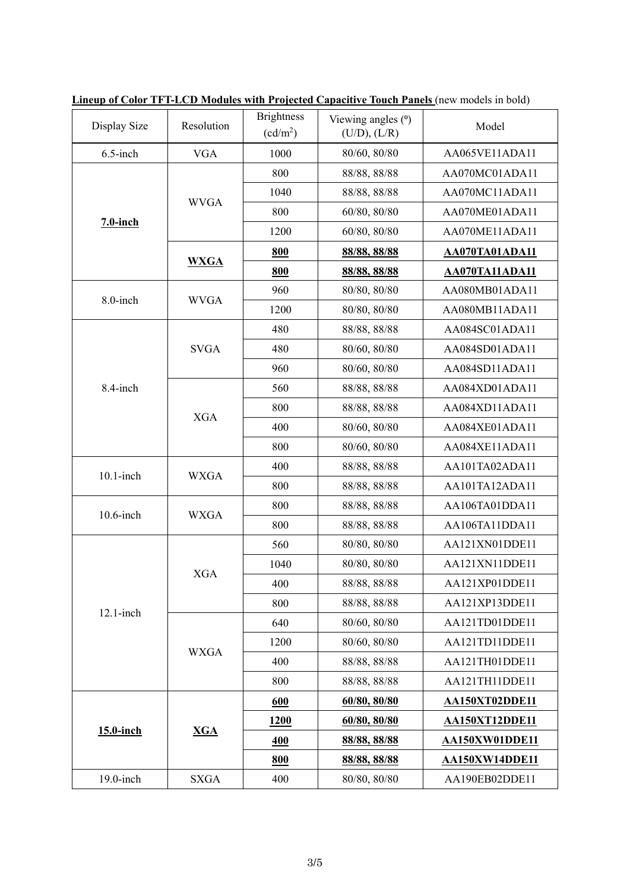**Lineup of Color TFT-LCD Modules with Projected Capacitive Touch Panels** (new models in bold)

| Display Size | Resolution | Brightness ($cd/m^2$) | Viewing angles (º) (U/D), (L/R) | Model |
|---|---|---|---|---|
| 6.5-inch | VGA | 1000 | 80/60, 80/80 | AA065VE11ADA11 |
| **7.0-inch** | WVGA | 800 | 88/88, 88/88 | AA070MC01ADA11 |
| | | 1040 | 88/88, 88/88 | AA070MC11ADA11 |
| | | 800 | 60/80, 80/80 | AA070ME01ADA11 |
| | | 1200 | 60/80, 80/80 | AA070ME11ADA11 |
| | **WXGA** | **800** | **88/88, 88/88** | **AA070TA01ADA11** |
| | | **800** | **88/88, 88/88** | **AA070TA11ADA11** |
| 8.0-inch | WVGA | 960 | 80/80, 80/80 | AA080MB01ADA11 |
| | | 1200 | 80/80, 80/80 | AA080MB11ADA11 |
| 8.4-inch | SVGA | 480 | 88/88, 88/88 | AA084SC01ADA11 |
| | | 480 | 80/60, 80/80 | AA084SD01ADA11 |
| | | 960 | 80/60, 80/80 | AA084SD11ADA11 |
| | XGA | 560 | 88/88, 88/88 | AA084XD01ADA11 |
| | | 800 | 88/88, 88/88 | AA084XD11ADA11 |
| | | 400 | 80/60, 80/80 | AA084XE01ADA11 |
| | | 800 | 80/60, 80/80 | AA084XE11ADA11 |
| 10.1-inch | WXGA | 400 | 88/88, 88/88 | AA101TA02ADA11 |
| | | 800 | 88/88, 88/88 | AA101TA12ADA11 |
| 10.6-inch | WXGA | 800 | 88/88, 88/88 | AA106TA01DDA11 |
| | | 800 | 88/88, 88/88 | AA106TA11DDA11 |
| 12.1-inch | XGA | 560 | 80/80, 80/80 | AA121XN01DDE11 |
| | | 1040 | 80/80, 80/80 | AA121XN11DDE11 |
| | | 400 | 88/88, 88/88 | AA121XP01DDE11 |
| | | 800 | 88/88, 88/88 | AA121XP13DDE11 |
| | WXGA | 640 | 80/60, 80/80 | AA121TD01DDE11 |
| | | 1200 | 80/60, 80/80 | AA121TD11DDE11 |
| | | 400 | 88/88, 88/88 | AA121TH01DDE11 |
| | | 800 | 88/88, 88/88 | AA121TH11DDE11 |
| **15.0-inch** | **XGA** | **600** | **60/80, 80/80** | **AA150XT02DDE11** |
| | | **1200** | **60/80, 80/80** | **AA150XT12DDE11** |
| | | **400** | **88/88, 88/88** | **AA150XW01DDE11** |
| | | **800** | **88/88, 88/88** | **AA150XW14DDE11** |
| 19.0-inch | SXGA | 400 | 80/80, 80/80 | AA190EB02DDE11 |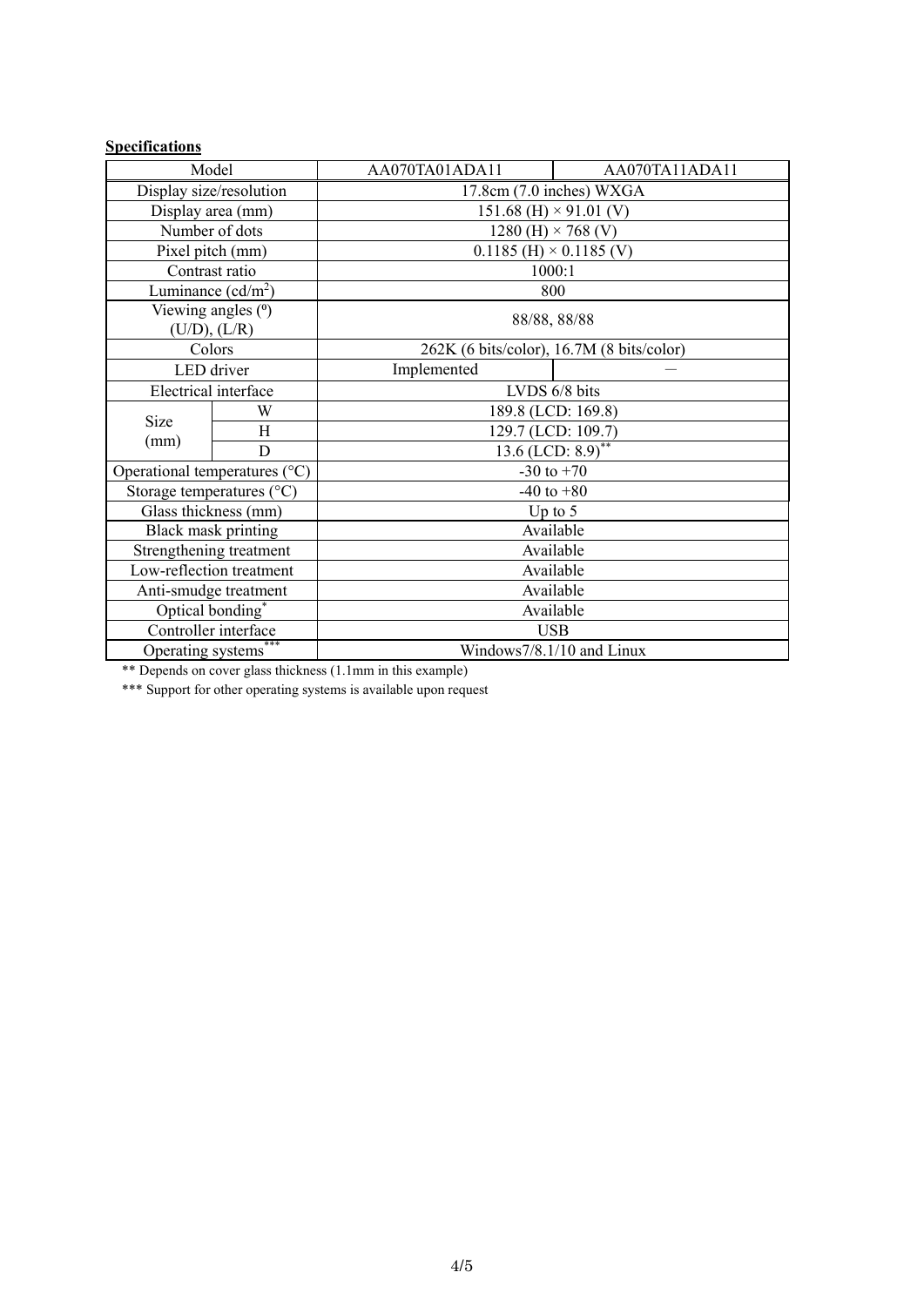**Specifications**

| Model | | AA070TA01ADA11 | AA070TA11ADA11 |
|---|---|---|---|
| Display size/resolution | | 17.8cm (7.0 inches) WXGA | |
| Display area (mm) | | 151.68 (H) × 91.01 (V) | |
| Number of dots | | 1280 (H) × 768 (V) | |
| Pixel pitch (mm) | | 0.1185 (H) × 0.1185 (V) | |
| Contrast ratio | | 1000:1 | |
| Luminance (cd/m$^2$) | | 800 | |
| Viewing angles (º) (U/D), (L/R) | | 88/88, 88/88 | |
| Colors | | 262K (6 bits/color), 16.7M (8 bits/color) | |
| LED driver | | Implemented | — |
| Electrical interface | | LVDS 6/8 bits | |
| Size (mm) | W | 189.8 (LCD: 169.8) | |
| | H | 129.7 (LCD: 109.7) | |
| | D | 13.6 (LCD: 8.9)** | |
| Operational temperatures (°C) | | -30 to +70 | |
| Storage temperatures (°C) | | -40 to +80 | |
| Glass thickness (mm) | | Up to 5 | |
| Black mask printing | | Available | |
| Strengthening treatment | | Available | |
| Low-reflection treatment | | Available | |
| Anti-smudge treatment | | Available | |
| Optical bonding* | | Available | |
| Controller interface | | USB | |
| Operating systems*** | | Windows7/8.1/10 and Linux | |

** Depends on cover glass thickness (1.1mm in this example)

*** Support for other operating systems is available upon request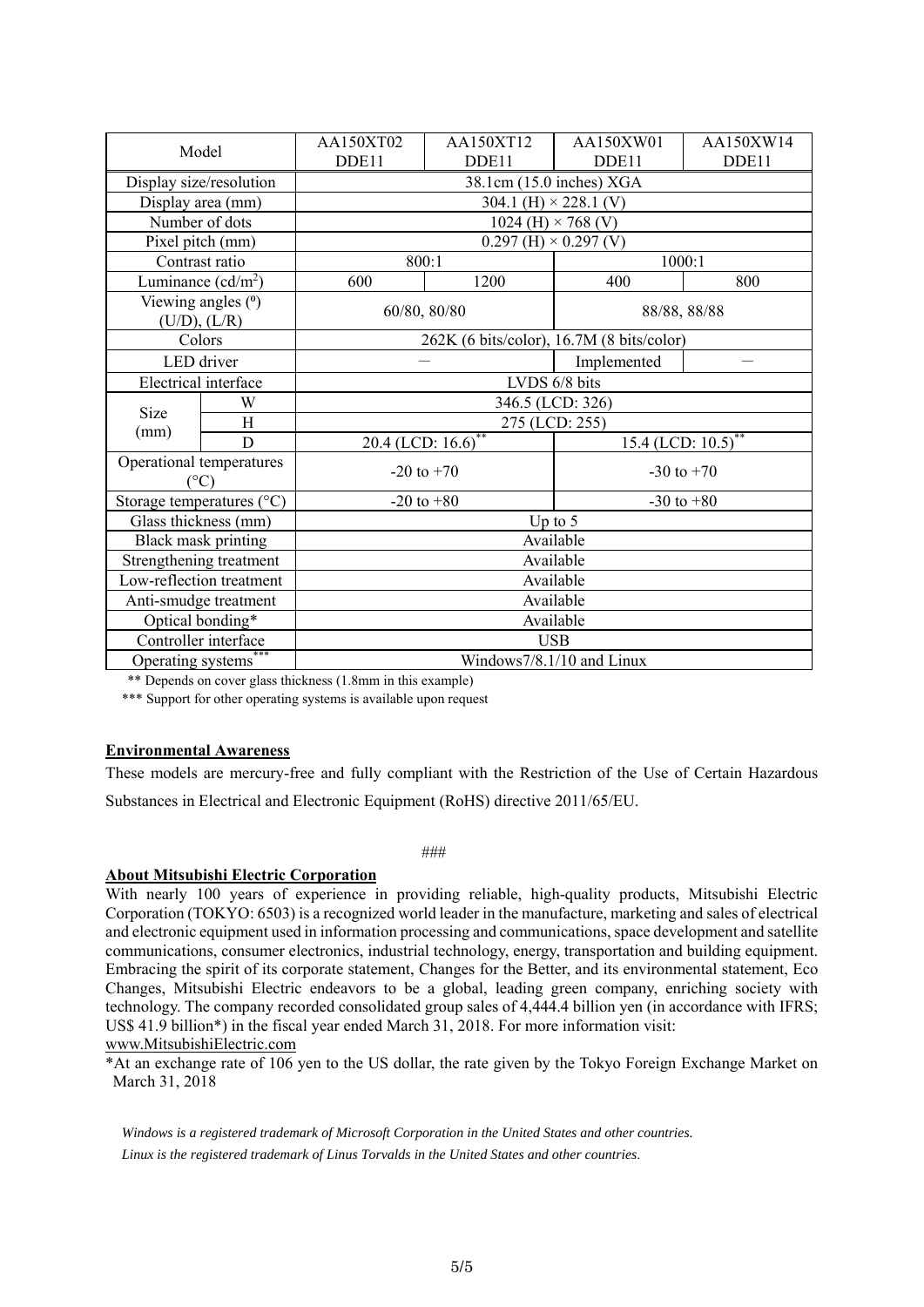| Model | | AA150XT02 DDE11 | AA150XT12 DDE11 | AA150XW01 DDE11 | AA150XW14 DDE11 |
|---|---|---|---|---|---|
| Display size/resolution | | 38.1cm (15.0 inches) XGA | | | |
| Display area (mm) | | 304.1 (H) × 228.1 (V) | | | |
| Number of dots | | 1024 (H) × 768 (V) | | | |
| Pixel pitch (mm) | | 0.297 (H) × 0.297 (V) | | | |
| Contrast ratio | | 800:1 | | 1000:1 | |
| Luminance (cd/m$^2$) | | 600 | 1200 | 400 | 800 |
| Viewing angles (º) (U/D), (L/R) | | 60/80, 80/80 | | 88/88, 88/88 | |
| Colors | | 262K (6 bits/color), 16.7M (8 bits/color) | | | |
| LED driver | | — | | Implemented | — |
| Electrical interface | | LVDS 6/8 bits | | | |
| Size (mm) | W | 346.5 (LCD: 326) | | | |
| | H | 275 (LCD: 255) | | | |
| | D | 20.4 (LCD: 16.6)** | | 15.4 (LCD: 10.5)** | |
| Operational temperatures (°C) | | -20 to +70 | | -30 to +70 | |
| Storage temperatures (°C) | | -20 to +80 | | -30 to +80 | |
| Glass thickness (mm) | | Up to 5 | | | |
| Black mask printing | | Available | | | |
| Strengthening treatment | | Available | | | |
| Low-reflection treatment | | Available | | | |
| Anti-smudge treatment | | Available | | | |
| Optical bonding* | | Available | | | |
| Controller interface | | USB | | | |
| Operating systems*** | | Windows7/8.1/10 and Linux | | | |

** Depends on cover glass thickness (1.8mm in this example)

*** Support for other operating systems is available upon request

## Environmental Awareness

These models are mercury-free and fully compliant with the Restriction of the Use of Certain Hazardous Substances in Electrical and Electronic Equipment (RoHS) directive 2011/65/EU.

###

## About Mitsubishi Electric Corporation

With nearly 100 years of experience in providing reliable, high-quality products, Mitsubishi Electric Corporation (TOKYO: 6503) is a recognized world leader in the manufacture, marketing and sales of electrical and electronic equipment used in information processing and communications, space development and satellite communications, consumer electronics, industrial technology, energy, transportation and building equipment. Embracing the spirit of its corporate statement, Changes for the Better, and its environmental statement, Eco Changes, Mitsubishi Electric endeavors to be a global, leading green company, enriching society with technology. The company recorded consolidated group sales of 4,444.4 billion yen (in accordance with IFRS; US$ 41.9 billion*) in the fiscal year ended March 31, 2018. For more information visit: www.MitsubishiElectric.com

*At an exchange rate of 106 yen to the US dollar, the rate given by the Tokyo Foreign Exchange Market on March 31, 2018

*Windows is a registered trademark of Microsoft Corporation in the United States and other countries.*

*Linux is the registered trademark of Linus Torvalds in the United States and other countries.*